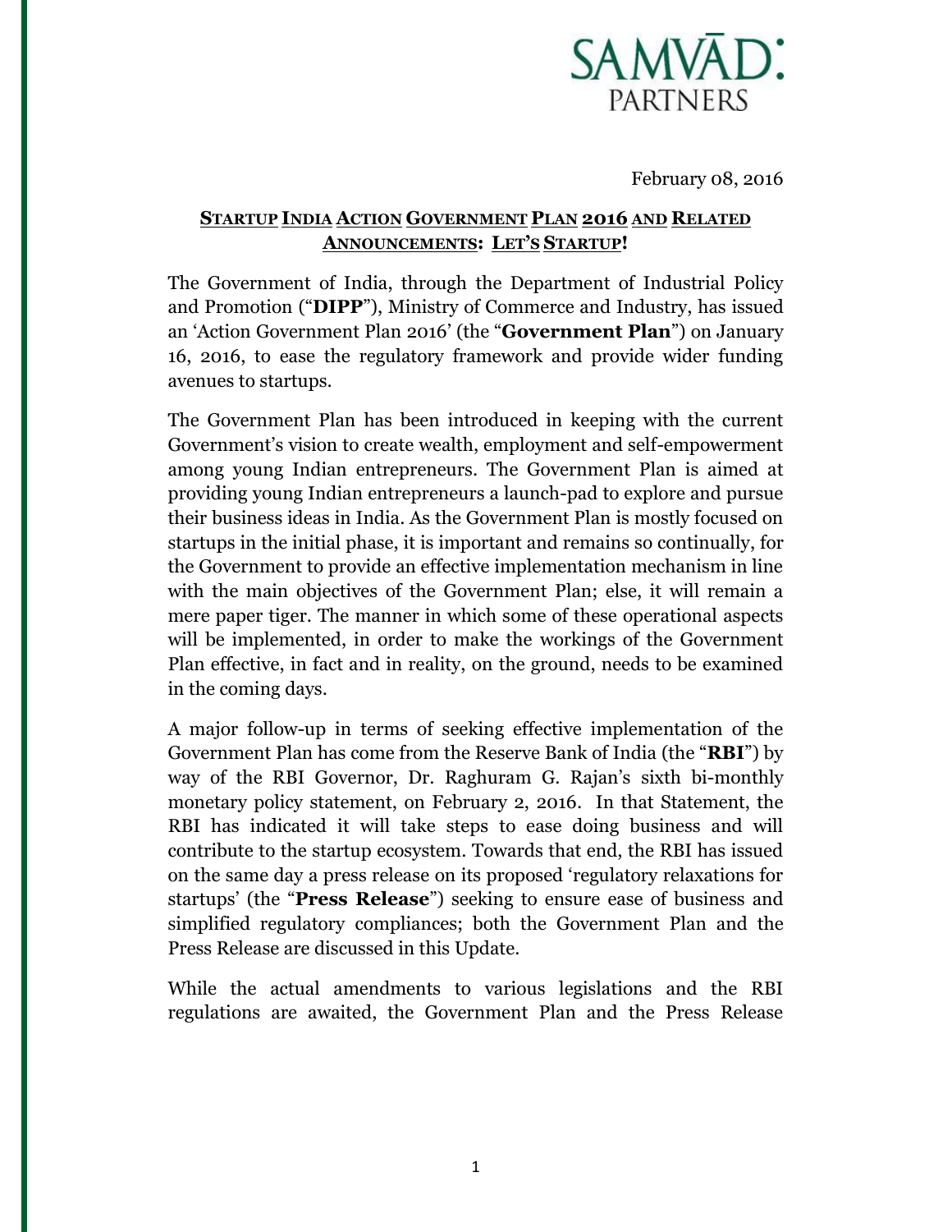SAMVĀD: PARTNERS

February 08, 2016

## STARTUP INDIA ACTION GOVERNMENT PLAN 2016 AND RELATED ANNOUNCEMENTS: LET'S STARTUP!

The Government of India, through the Department of Industrial Policy and Promotion ("**DIPP**"), Ministry of Commerce and Industry, has issued an 'Action Government Plan 2016' (the "**Government Plan**") on January 16, 2016, to ease the regulatory framework and provide wider funding avenues to startups.

The Government Plan has been introduced in keeping with the current Government's vision to create wealth, employment and self-empowerment among young Indian entrepreneurs. The Government Plan is aimed at providing young Indian entrepreneurs a launch-pad to explore and pursue their business ideas in India. As the Government Plan is mostly focused on startups in the initial phase, it is important and remains so continually, for the Government to provide an effective implementation mechanism in line with the main objectives of the Government Plan; else, it will remain a mere paper tiger. The manner in which some of these operational aspects will be implemented, in order to make the workings of the Government Plan effective, in fact and in reality, on the ground, needs to be examined in the coming days.

A major follow-up in terms of seeking effective implementation of the Government Plan has come from the Reserve Bank of India (the "**RBI**") by way of the RBI Governor, Dr. Raghuram G. Rajan's sixth bi-monthly monetary policy statement, on February 2, 2016. In that Statement, the RBI has indicated it will take steps to ease doing business and will contribute to the startup ecosystem. Towards that end, the RBI has issued on the same day a press release on its proposed 'regulatory relaxations for startups' (the "**Press Release**") seeking to ensure ease of business and simplified regulatory compliances; both the Government Plan and the Press Release are discussed in this Update.

While the actual amendments to various legislations and the RBI regulations are awaited, the Government Plan and the Press Release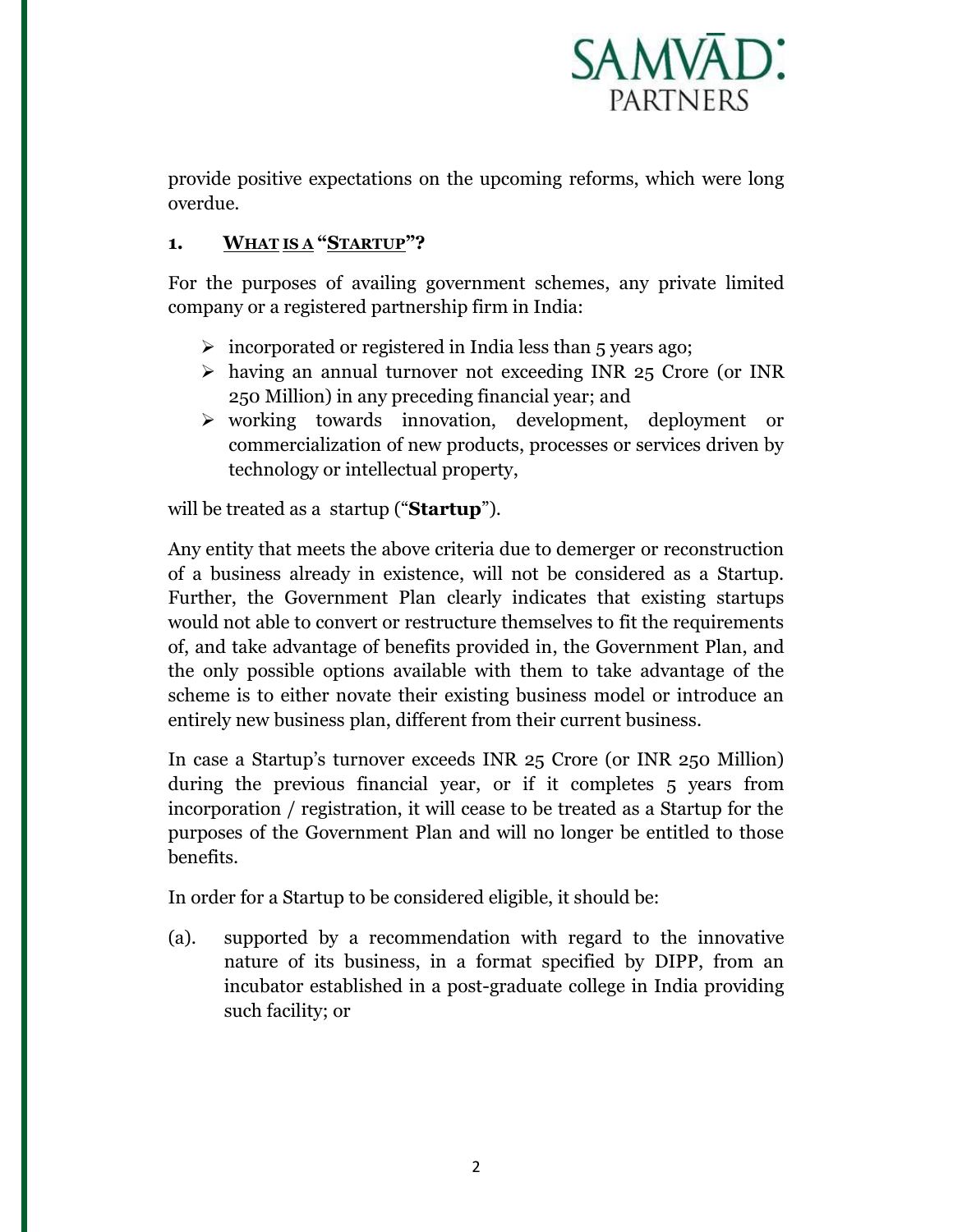provide positive expectations on the upcoming reforms, which were long overdue.

## 1. WHAT IS A "STARTUP"?

For the purposes of availing government schemes, any private limited company or a registered partnership firm in India:

- incorporated or registered in India less than 5 years ago;
- having an annual turnover not exceeding INR 25 Crore (or INR 250 Million) in any preceding financial year; and
- working towards innovation, development, deployment or commercialization of new products, processes or services driven by technology or intellectual property,

will be treated as a startup ("**Startup**").

Any entity that meets the above criteria due to demerger or reconstruction of a business already in existence, will not be considered as a Startup. Further, the Government Plan clearly indicates that existing startups would not able to convert or restructure themselves to fit the requirements of, and take advantage of benefits provided in, the Government Plan, and the only possible options available with them to take advantage of the scheme is to either novate their existing business model or introduce an entirely new business plan, different from their current business.

In case a Startup's turnover exceeds INR 25 Crore (or INR 250 Million) during the previous financial year, or if it completes 5 years from incorporation / registration, it will cease to be treated as a Startup for the purposes of the Government Plan and will no longer be entitled to those benefits.

In order for a Startup to be considered eligible, it should be:

(a). supported by a recommendation with regard to the innovative nature of its business, in a format specified by DIPP, from an incubator established in a post-graduate college in India providing such facility; or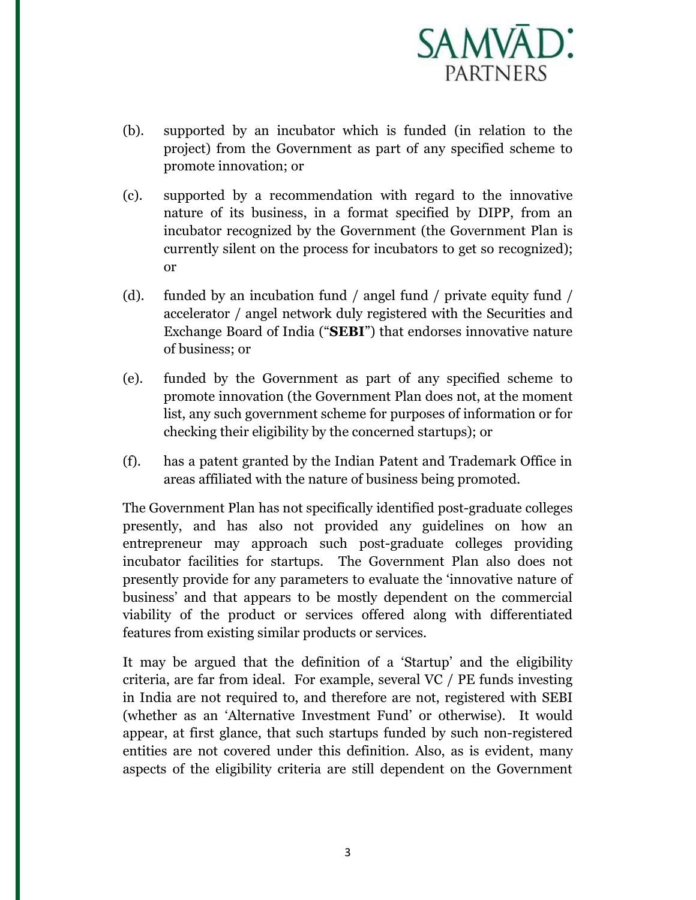(b). supported by an incubator which is funded (in relation to the project) from the Government as part of any specified scheme to promote innovation; or

(c). supported by a recommendation with regard to the innovative nature of its business, in a format specified by DIPP, from an incubator recognized by the Government (the Government Plan is currently silent on the process for incubators to get so recognized); or

(d). funded by an incubation fund / angel fund / private equity fund / accelerator / angel network duly registered with the Securities and Exchange Board of India ("**SEBI**") that endorses innovative nature of business; or

(e). funded by the Government as part of any specified scheme to promote innovation (the Government Plan does not, at the moment list, any such government scheme for purposes of information or for checking their eligibility by the concerned startups); or

(f). has a patent granted by the Indian Patent and Trademark Office in areas affiliated with the nature of business being promoted.

The Government Plan has not specifically identified post-graduate colleges presently, and has also not provided any guidelines on how an entrepreneur may approach such post-graduate colleges providing incubator facilities for startups. The Government Plan also does not presently provide for any parameters to evaluate the 'innovative nature of business' and that appears to be mostly dependent on the commercial viability of the product or services offered along with differentiated features from existing similar products or services.

It may be argued that the definition of a 'Startup' and the eligibility criteria, are far from ideal. For example, several VC / PE funds investing in India are not required to, and therefore are not, registered with SEBI (whether as an 'Alternative Investment Fund' or otherwise). It would appear, at first glance, that such startups funded by such non-registered entities are not covered under this definition. Also, as is evident, many aspects of the eligibility criteria are still dependent on the Government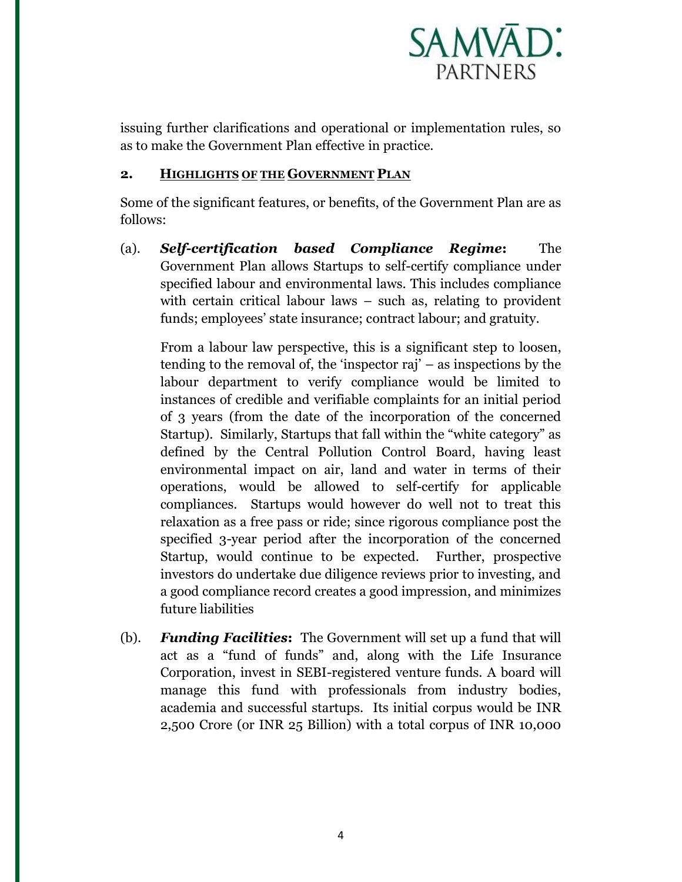issuing further clarifications and operational or implementation rules, so as to make the Government Plan effective in practice.

## 2. HIGHLIGHTS OF THE GOVERNMENT PLAN

Some of the significant features, or benefits, of the Government Plan are as follows:

(a). ***Self-certification based Compliance Regime*:** The Government Plan allows Startups to self-certify compliance under specified labour and environmental laws. This includes compliance with certain critical labour laws – such as, relating to provident funds; employees' state insurance; contract labour; and gratuity.

From a labour law perspective, this is a significant step to loosen, tending to the removal of, the 'inspector raj' – as inspections by the labour department to verify compliance would be limited to instances of credible and verifiable complaints for an initial period of 3 years (from the date of the incorporation of the concerned Startup). Similarly, Startups that fall within the "white category" as defined by the Central Pollution Control Board, having least environmental impact on air, land and water in terms of their operations, would be allowed to self-certify for applicable compliances. Startups would however do well not to treat this relaxation as a free pass or ride; since rigorous compliance post the specified 3-year period after the incorporation of the concerned Startup, would continue to be expected. Further, prospective investors do undertake due diligence reviews prior to investing, and a good compliance record creates a good impression, and minimizes future liabilities

(b). ***Funding Facilities*:** The Government will set up a fund that will act as a "fund of funds" and, along with the Life Insurance Corporation, invest in SEBI-registered venture funds. A board will manage this fund with professionals from industry bodies, academia and successful startups. Its initial corpus would be INR 2,500 Crore (or INR 25 Billion) with a total corpus of INR 10,000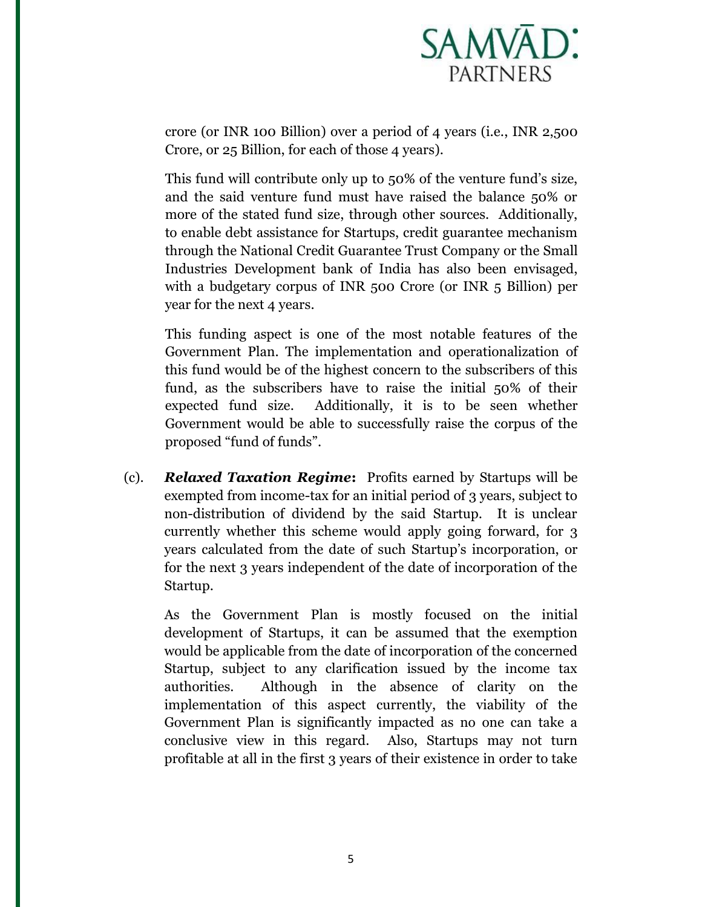crore (or INR 100 Billion) over a period of 4 years (i.e., INR 2,500 Crore, or 25 Billion, for each of those 4 years).

This fund will contribute only up to 50% of the venture fund's size, and the said venture fund must have raised the balance 50% or more of the stated fund size, through other sources. Additionally, to enable debt assistance for Startups, credit guarantee mechanism through the National Credit Guarantee Trust Company or the Small Industries Development bank of India has also been envisaged, with a budgetary corpus of INR 500 Crore (or INR 5 Billion) per year for the next 4 years.

This funding aspect is one of the most notable features of the Government Plan. The implementation and operationalization of this fund would be of the highest concern to the subscribers of this fund, as the subscribers have to raise the initial 50% of their expected fund size. Additionally, it is to be seen whether Government would be able to successfully raise the corpus of the proposed "fund of funds".

(c). ***Relaxed Taxation Regime*:** Profits earned by Startups will be exempted from income-tax for an initial period of 3 years, subject to non-distribution of dividend by the said Startup. It is unclear currently whether this scheme would apply going forward, for 3 years calculated from the date of such Startup's incorporation, or for the next 3 years independent of the date of incorporation of the Startup.

As the Government Plan is mostly focused on the initial development of Startups, it can be assumed that the exemption would be applicable from the date of incorporation of the concerned Startup, subject to any clarification issued by the income tax authorities. Although in the absence of clarity on the implementation of this aspect currently, the viability of the Government Plan is significantly impacted as no one can take a conclusive view in this regard. Also, Startups may not turn profitable at all in the first 3 years of their existence in order to take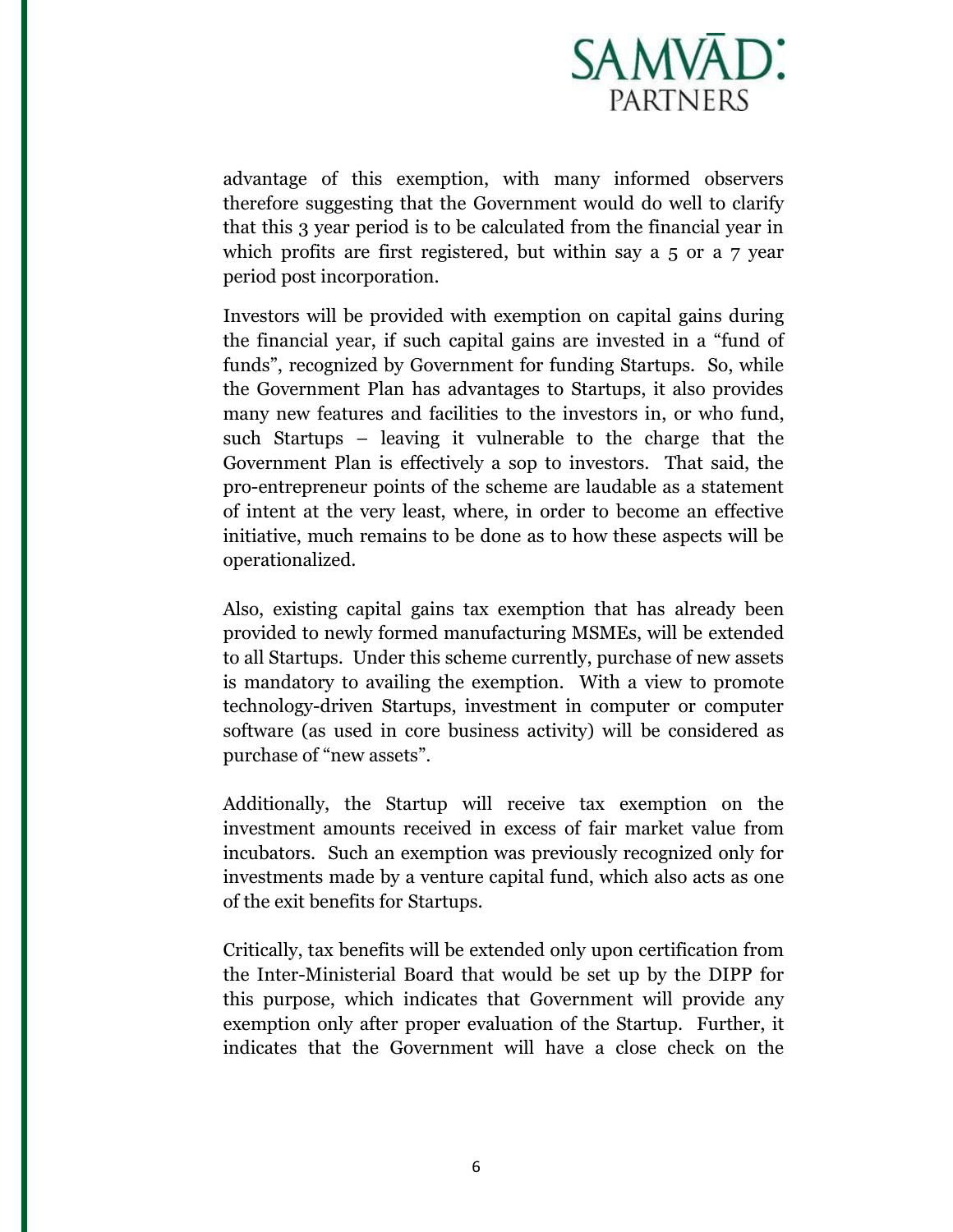advantage of this exemption, with many informed observers therefore suggesting that the Government would do well to clarify that this 3 year period is to be calculated from the financial year in which profits are first registered, but within say a 5 or a 7 year period post incorporation.

Investors will be provided with exemption on capital gains during the financial year, if such capital gains are invested in a "fund of funds", recognized by Government for funding Startups. So, while the Government Plan has advantages to Startups, it also provides many new features and facilities to the investors in, or who fund, such Startups – leaving it vulnerable to the charge that the Government Plan is effectively a sop to investors. That said, the pro-entrepreneur points of the scheme are laudable as a statement of intent at the very least, where, in order to become an effective initiative, much remains to be done as to how these aspects will be operationalized.

Also, existing capital gains tax exemption that has already been provided to newly formed manufacturing MSMEs, will be extended to all Startups. Under this scheme currently, purchase of new assets is mandatory to availing the exemption. With a view to promote technology-driven Startups, investment in computer or computer software (as used in core business activity) will be considered as purchase of "new assets".

Additionally, the Startup will receive tax exemption on the investment amounts received in excess of fair market value from incubators. Such an exemption was previously recognized only for investments made by a venture capital fund, which also acts as one of the exit benefits for Startups.

Critically, tax benefits will be extended only upon certification from the Inter-Ministerial Board that would be set up by the DIPP for this purpose, which indicates that Government will provide any exemption only after proper evaluation of the Startup. Further, it indicates that the Government will have a close check on the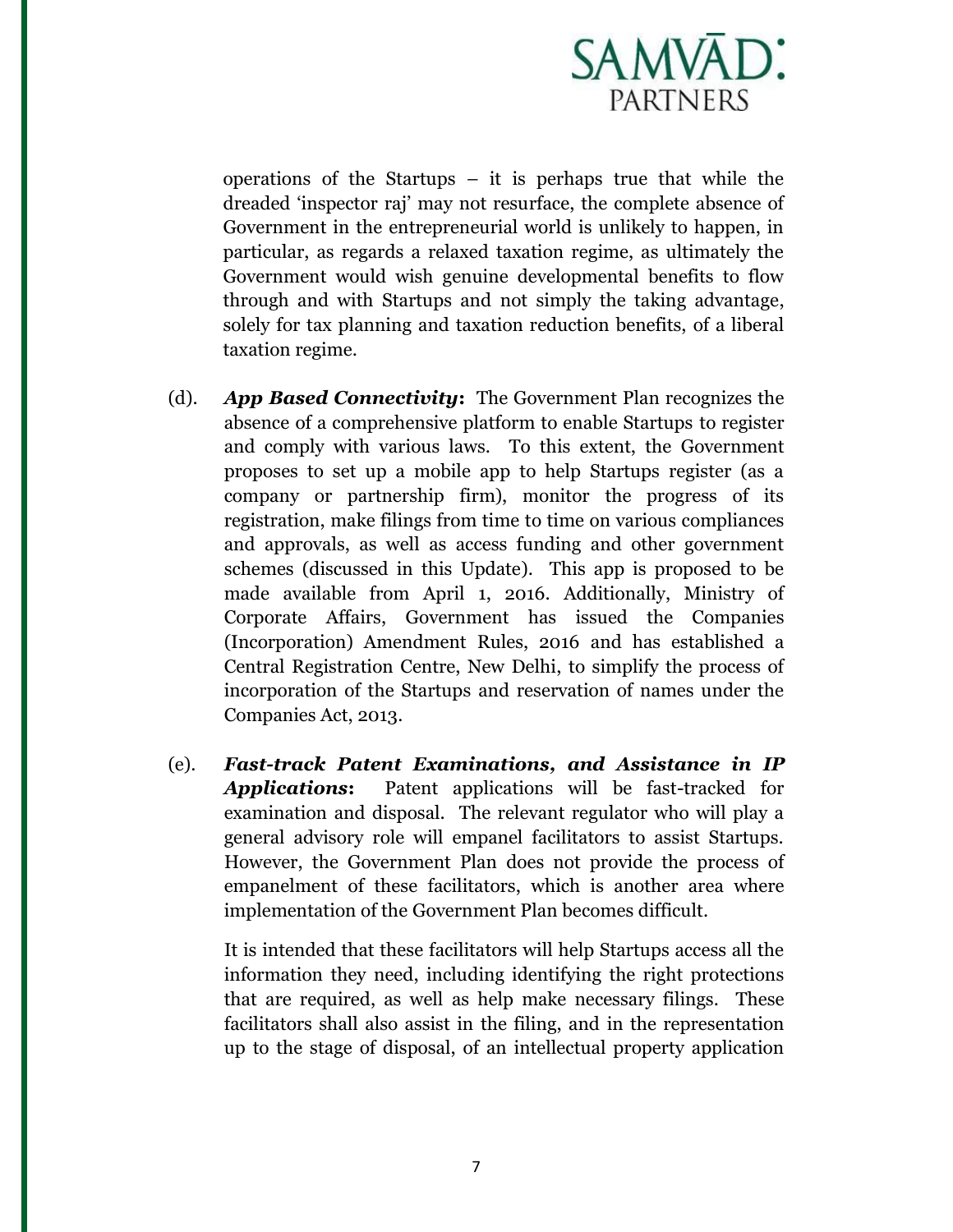operations of the Startups – it is perhaps true that while the dreaded 'inspector raj' may not resurface, the complete absence of Government in the entrepreneurial world is unlikely to happen, in particular, as regards a relaxed taxation regime, as ultimately the Government would wish genuine developmental benefits to flow through and with Startups and not simply the taking advantage, solely for tax planning and taxation reduction benefits, of a liberal taxation regime.

(d). ***App Based Connectivity*:** The Government Plan recognizes the absence of a comprehensive platform to enable Startups to register and comply with various laws. To this extent, the Government proposes to set up a mobile app to help Startups register (as a company or partnership firm), monitor the progress of its registration, make filings from time to time on various compliances and approvals, as well as access funding and other government schemes (discussed in this Update). This app is proposed to be made available from April 1, 2016. Additionally, Ministry of Corporate Affairs, Government has issued the Companies (Incorporation) Amendment Rules, 2016 and has established a Central Registration Centre, New Delhi, to simplify the process of incorporation of the Startups and reservation of names under the Companies Act, 2013.

(e). ***Fast-track Patent Examinations, and Assistance in IP Applications*:** Patent applications will be fast-tracked for examination and disposal. The relevant regulator who will play a general advisory role will empanel facilitators to assist Startups. However, the Government Plan does not provide the process of empanelment of these facilitators, which is another area where implementation of the Government Plan becomes difficult.

It is intended that these facilitators will help Startups access all the information they need, including identifying the right protections that are required, as well as help make necessary filings. These facilitators shall also assist in the filing, and in the representation up to the stage of disposal, of an intellectual property application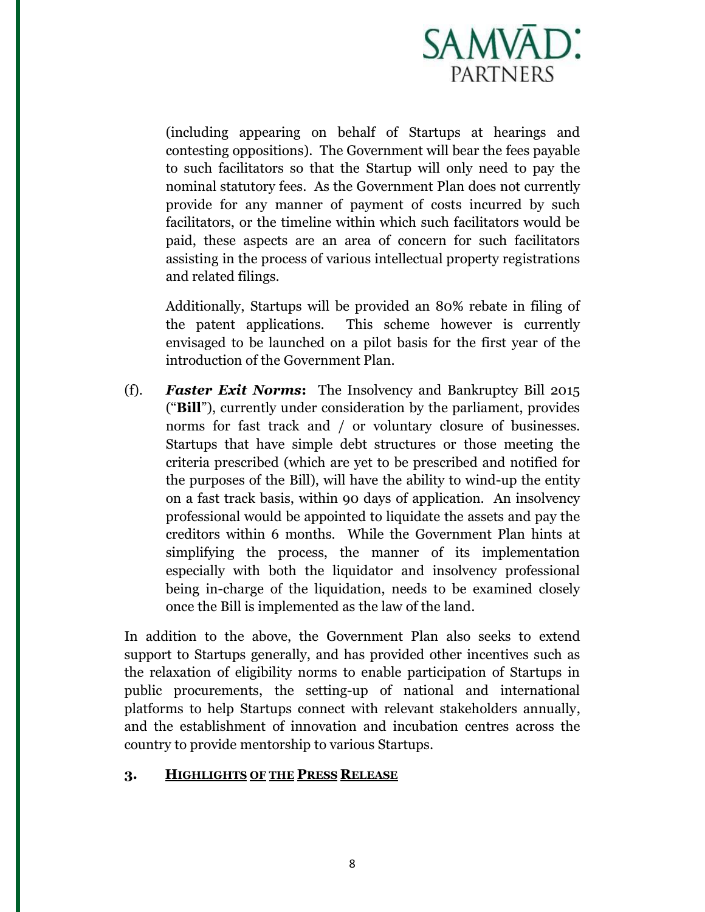(including appearing on behalf of Startups at hearings and contesting oppositions). The Government will bear the fees payable to such facilitators so that the Startup will only need to pay the nominal statutory fees. As the Government Plan does not currently provide for any manner of payment of costs incurred by such facilitators, or the timeline within which such facilitators would be paid, these aspects are an area of concern for such facilitators assisting in the process of various intellectual property registrations and related filings.

Additionally, Startups will be provided an 80% rebate in filing of the patent applications. This scheme however is currently envisaged to be launched on a pilot basis for the first year of the introduction of the Government Plan.

(f). ***Faster Exit Norms*:** The Insolvency and Bankruptcy Bill 2015 ("**Bill**"), currently under consideration by the parliament, provides norms for fast track and / or voluntary closure of businesses. Startups that have simple debt structures or those meeting the criteria prescribed (which are yet to be prescribed and notified for the purposes of the Bill), will have the ability to wind-up the entity on a fast track basis, within 90 days of application. An insolvency professional would be appointed to liquidate the assets and pay the creditors within 6 months. While the Government Plan hints at simplifying the process, the manner of its implementation especially with both the liquidator and insolvency professional being in-charge of the liquidation, needs to be examined closely once the Bill is implemented as the law of the land.

In addition to the above, the Government Plan also seeks to extend support to Startups generally, and has provided other incentives such as the relaxation of eligibility norms to enable participation of Startups in public procurements, the setting-up of national and international platforms to help Startups connect with relevant stakeholders annually, and the establishment of innovation and incubation centres across the country to provide mentorship to various Startups.

## 3. HIGHLIGHTS OF THE PRESS RELEASE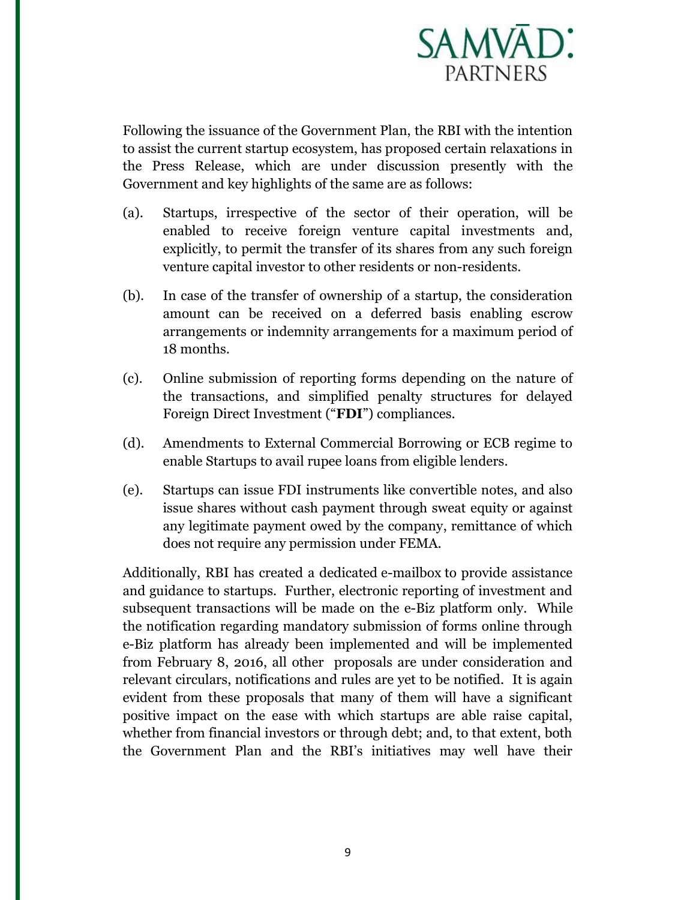Following the issuance of the Government Plan, the RBI with the intention to assist the current startup ecosystem, has proposed certain relaxations in the Press Release, which are under discussion presently with the Government and key highlights of the same are as follows:

(a). Startups, irrespective of the sector of their operation, will be enabled to receive foreign venture capital investments and, explicitly, to permit the transfer of its shares from any such foreign venture capital investor to other residents or non-residents.

(b). In case of the transfer of ownership of a startup, the consideration amount can be received on a deferred basis enabling escrow arrangements or indemnity arrangements for a maximum period of 18 months.

(c). Online submission of reporting forms depending on the nature of the transactions, and simplified penalty structures for delayed Foreign Direct Investment ("**FDI**") compliances.

(d). Amendments to External Commercial Borrowing or ECB regime to enable Startups to avail rupee loans from eligible lenders.

(e). Startups can issue FDI instruments like convertible notes, and also issue shares without cash payment through sweat equity or against any legitimate payment owed by the company, remittance of which does not require any permission under FEMA.

Additionally, RBI has created a dedicated e-mailbox to provide assistance and guidance to startups. Further, electronic reporting of investment and subsequent transactions will be made on the e-Biz platform only. While the notification regarding mandatory submission of forms online through e-Biz platform has already been implemented and will be implemented from February 8, 2016, all other proposals are under consideration and relevant circulars, notifications and rules are yet to be notified. It is again evident from these proposals that many of them will have a significant positive impact on the ease with which startups are able raise capital, whether from financial investors or through debt; and, to that extent, both the Government Plan and the RBI's initiatives may well have their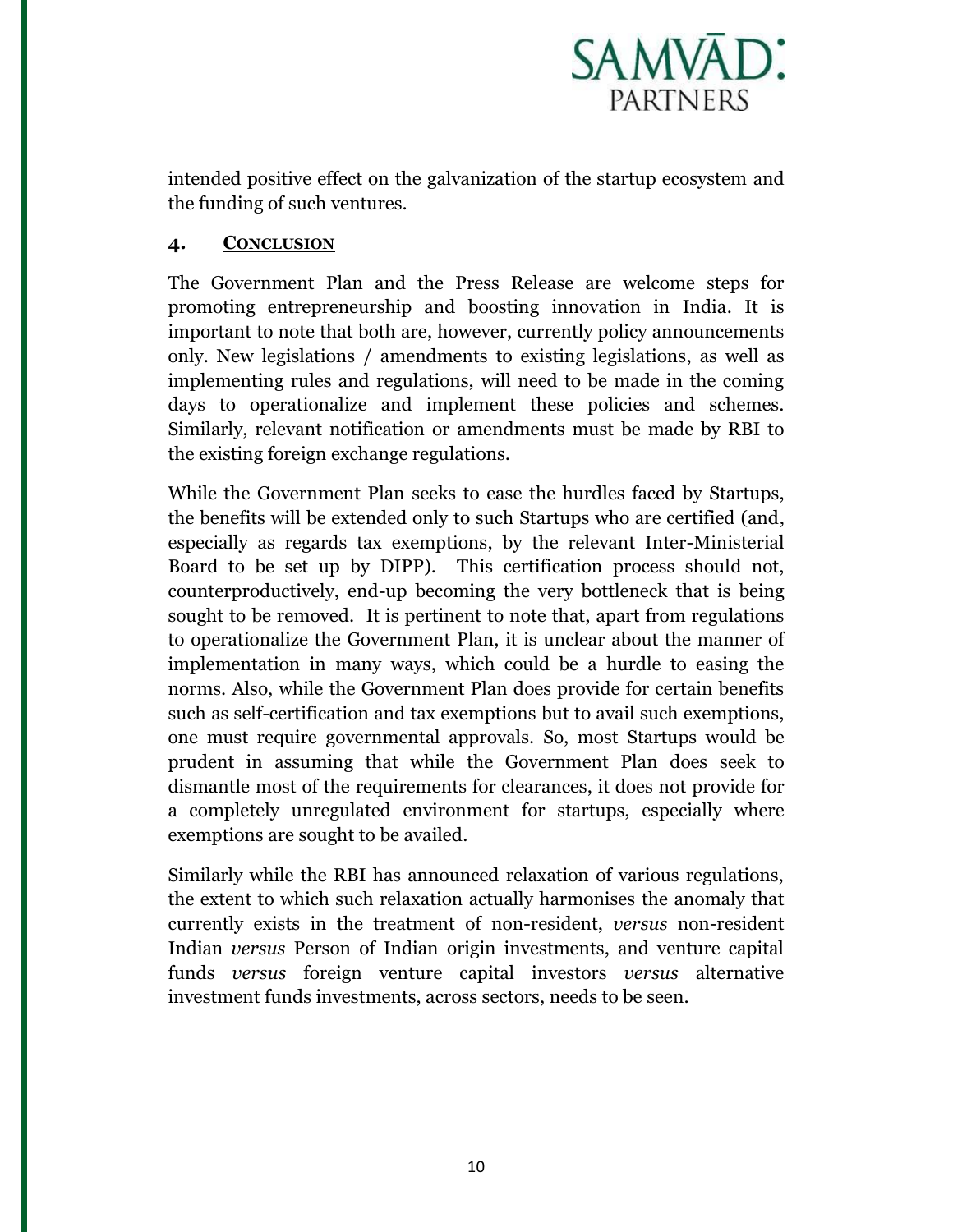intended positive effect on the galvanization of the startup ecosystem and the funding of such ventures.

## 4. CONCLUSION

The Government Plan and the Press Release are welcome steps for promoting entrepreneurship and boosting innovation in India. It is important to note that both are, however, currently policy announcements only. New legislations / amendments to existing legislations, as well as implementing rules and regulations, will need to be made in the coming days to operationalize and implement these policies and schemes. Similarly, relevant notification or amendments must be made by RBI to the existing foreign exchange regulations.

While the Government Plan seeks to ease the hurdles faced by Startups, the benefits will be extended only to such Startups who are certified (and, especially as regards tax exemptions, by the relevant Inter-Ministerial Board to be set up by DIPP). This certification process should not, counterproductively, end-up becoming the very bottleneck that is being sought to be removed. It is pertinent to note that, apart from regulations to operationalize the Government Plan, it is unclear about the manner of implementation in many ways, which could be a hurdle to easing the norms. Also, while the Government Plan does provide for certain benefits such as self-certification and tax exemptions but to avail such exemptions, one must require governmental approvals. So, most Startups would be prudent in assuming that while the Government Plan does seek to dismantle most of the requirements for clearances, it does not provide for a completely unregulated environment for startups, especially where exemptions are sought to be availed.

Similarly while the RBI has announced relaxation of various regulations, the extent to which such relaxation actually harmonises the anomaly that currently exists in the treatment of non-resident, *versus* non-resident Indian *versus* Person of Indian origin investments, and venture capital funds *versus* foreign venture capital investors *versus* alternative investment funds investments, across sectors, needs to be seen.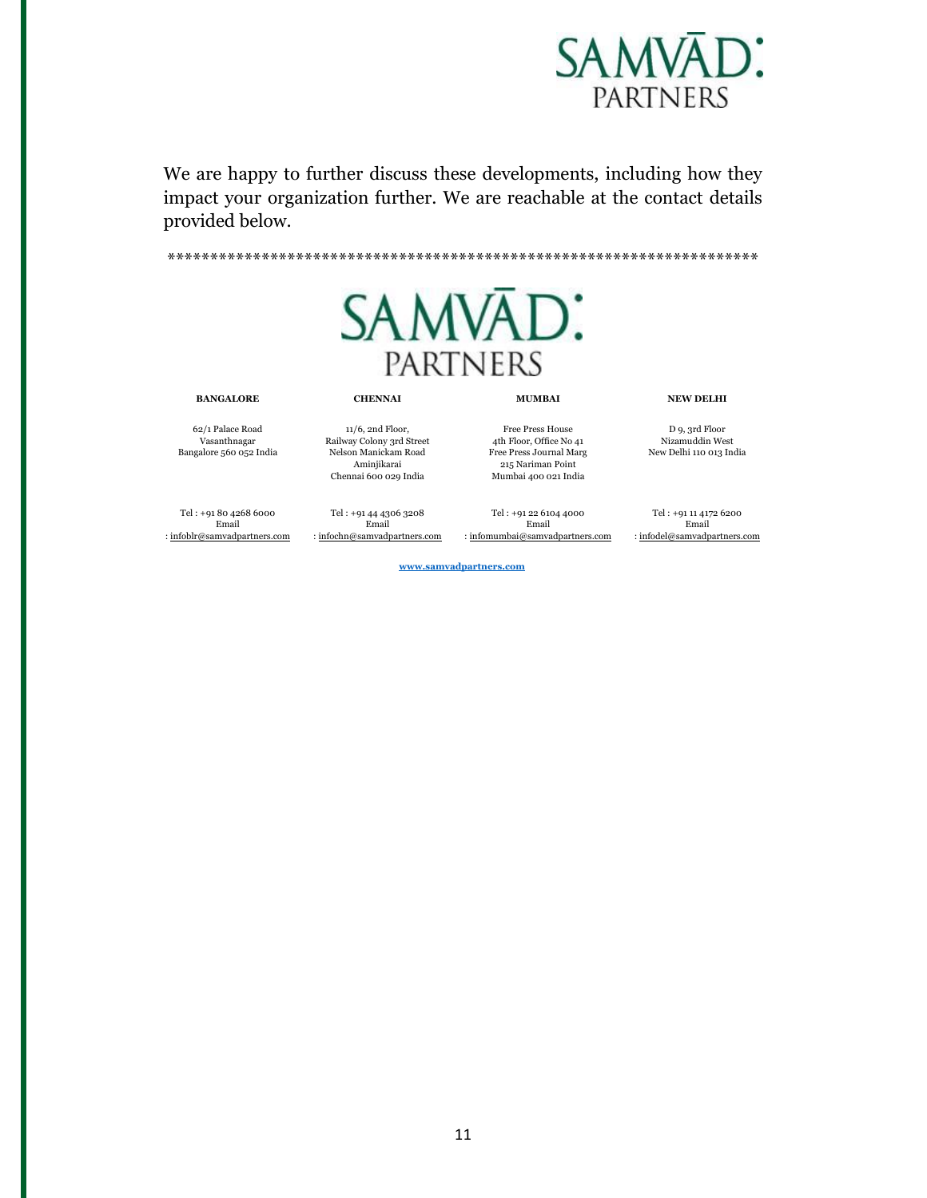We are happy to further discuss these developments, including how they impact your organization further. We are reachable at the contact details provided below.

*************************************************************************

SAMVĀD: PARTNERS

| BANGALORE | CHENNAI | MUMBAI | NEW DELHI |
|---|---|---|---|
| 62/1 Palace Road<br>Vasanthnagar<br>Bangalore 560 052 India | 11/6, 2nd Floor,<br>Railway Colony 3rd Street<br>Nelson Manickam Road<br>Aminjikarai<br>Chennai 600 029 India | Free Press House<br>4th Floor, Office No 41<br>Free Press Journal Marg<br>215 Nariman Point<br>Mumbai 400 021 India | D 9, 3rd Floor<br>Nizamuddin West<br>New Delhi 110 013 India |
| Tel : +91 80 4268 6000<br>Email : infoblr@samvadpartners.com | Tel : +91 44 4306 3208<br>Email : infochn@samvadpartners.com | Tel : +91 22 6104 4000<br>Email : infomumbai@samvadpartners.com | Tel : +91 11 4172 6200<br>Email : infodel@samvadpartners.com |

**www.samvadpartners.com**